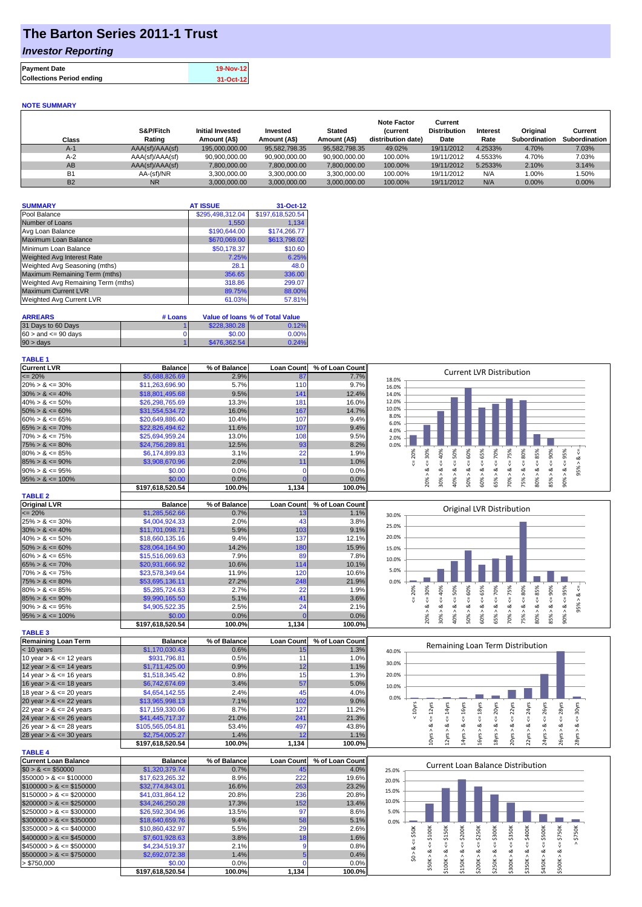# The Barton Series 2011-1 Trust

## *Investor Reporting*

| | |
|---|---|
| **Payment Date** | 19-Nov-12 |
| **Collections Period ending** | 31-Oct-12 |

### NOTE SUMMARY

| Class | S&P/Fitch Rating | Initial Invested Amount (A$) | Invested Amount (A$) | Stated Amount (A$) | Note Factor (current distribution date) | Current Distribution Date | Interest Rate | Original Subordination | Current Subordination |
|---|---|---|---|---|---|---|---|---|---|
| A-1 | AAA(sf)/AAA(sf) | 195,000,000.00 | 95,582,798.35 | 95,582,798.35 | 49.02% | 19/11/2012 | 4.2533% | 4.70% | 7.03% |
| A-2 | AAA(sf)/AAA(sf) | 90,900,000.00 | 90,900,000.00 | 90,900,000.00 | 100.00% | 19/11/2012 | 4.5533% | 4.70% | 7.03% |
| AB | AAA(sf)/AAA(sf) | 7,800,000.00 | 7,800,000.00 | 7,800,000.00 | 100.00% | 19/11/2012 | 5.2533% | 2.10% | 3.14% |
| B1 | AA-(sf)/NR | 3,300,000.00 | 3,300,000.00 | 3,300,000.00 | 100.00% | 19/11/2012 | N/A | 1.00% | 1.50% |
| B2 | NR | 3,000,000.00 | 3,000,000.00 | 3,000,000.00 | 100.00% | 19/11/2012 | N/A | 0.00% | 0.00% |

| SUMMARY | AT ISSUE | 31-Oct-12 |
|---|---|---|
| Pool Balance | $295,498,312.04 | $197,618,520.54 |
| Number of Loans | 1,550 | 1,134 |
| Avg Loan Balance | $190,644.00 | $174,266.77 |
| Maximum Loan Balance | $670,069.00 | $613,798.02 |
| Minimum Loan Balance | $50,178.37 | $10.60 |
| Weighted Avg Interest Rate | 7.25% | 6.25% |
| Weighted Avg Seasoning (mths) | 28.1 | 48.0 |
| Maximum Remaining Term (mths) | 356.65 | 336.00 |
| Weighted Avg Remaining Term (mths) | 318.86 | 299.07 |
| Maximum Current LVR | 89.75% | 88.00% |
| Weighted Avg Current LVR | 61.03% | 57.81% |

| ARREARS | # Loans | Value of loans | % of Total Value |
|---|---|---|---|
| 31 Days to 60 Days | 1 | $228,380.28 | 0.12% |
| 60 > and <= 90 days | 0 | $0.00 | 0.00% |
| 90 > days | 1 | $476,362.54 | 0.24% |

### TABLE 1

| Current LVR | Balance | % of Balance | Loan Count | % of Loan Count |
|---|---|---|---|---|
| <= 20% | $5,688,826.69 | 2.9% | 87 | 7.7% |
| 20% > & <= 30% | $11,263,696.90 | 5.7% | 110 | 9.7% |
| 30% > & <= 40% | $18,801,495.68 | 9.5% | 141 | 12.4% |
| 40% > & <= 50% | $26,298,765.69 | 13.3% | 181 | 16.0% |
| 50% > & <= 60% | $31,554,534.72 | 16.0% | 167 | 14.7% |
| 60% > & <= 65% | $20,649,886.40 | 10.4% | 107 | 9.4% |
| 65% > & <= 70% | $22,826,494.62 | 11.6% | 107 | 9.4% |
| 70% > & <= 75% | $25,694,959.24 | 13.0% | 108 | 9.5% |
| 75% > & <= 80% | $24,756,289.81 | 12.5% | 93 | 8.2% |
| 80% > & <= 85% | $6,174,899.83 | 3.1% | 22 | 1.9% |
| 85% > & <= 90% | $3,908,670.96 | 2.0% | 11 | 1.0% |
| 90% > & <= 95% | $0.00 | 0.0% | 0 | 0.0% |
| 95% > & <= 100% | $0.00 | 0.0% | 0 | 0.0% |
| | $197,618,520.54 | 100.0% | 1,134 | 100.0% |

### TABLE 2

| Original LVR | Balance | % of Balance | Loan Count | % of Loan Count |
|---|---|---|---|---|
| <= 20% | $1,285,562.66 | 0.7% | 13 | 1.1% |
| 25% > & <= 30% | $4,004,924.33 | 2.0% | 43 | 3.8% |
| 30% > & <= 40% | $11,701,098.71 | 5.9% | 103 | 9.1% |
| 40% > & <= 50% | $18,660,135.16 | 9.4% | 137 | 12.1% |
| 50% > & <= 60% | $28,064,164.90 | 14.2% | 180 | 15.9% |
| 60% > & <= 65% | $15,516,069.63 | 7.9% | 89 | 7.8% |
| 65% > & <= 70% | $20,931,666.92 | 10.6% | 114 | 10.1% |
| 70% > & <= 75% | $23,578,349.64 | 11.9% | 120 | 10.6% |
| 75% > & <= 80% | $53,695,136.11 | 27.2% | 248 | 21.9% |
| 80% > & <= 85% | $5,285,724.63 | 2.7% | 22 | 1.9% |
| 85% > & <= 90% | $9,990,165.50 | 5.1% | 41 | 3.6% |
| 90% > & <= 95% | $4,905,522.35 | 2.5% | 24 | 2.1% |
| 95% > & <= 100% | $0.00 | 0.0% | 0 | 0.0% |
| | $197,618,520.54 | 100.0% | 1,134 | 100.0% |

### TABLE 3

| Remaining Loan Term | Balance | % of Balance | Loan Count | % of Loan Count |
|---|---|---|---|---|
| < 10 years | $1,170,030.43 | 0.6% | 15 | 1.3% |
| 10 year > & <= 12 years | $931,796.81 | 0.5% | 11 | 1.0% |
| 12 year > & <= 14 years | $1,711,425.00 | 0.9% | 12 | 1.1% |
| 14 year > & <= 16 years | $1,518,345.42 | 0.8% | 15 | 1.3% |
| 16 year > & <= 18 years | $6,742,674.69 | 3.4% | 57 | 5.0% |
| 18 year > & <= 20 years | $4,654,142.55 | 2.4% | 45 | 4.0% |
| 20 year > & <= 22 years | $13,965,998.13 | 7.1% | 102 | 9.0% |
| 22 year > & <= 24 years | $17,159,330.06 | 8.7% | 127 | 11.2% |
| 24 year > & <= 26 years | $41,445,717.37 | 21.0% | 241 | 21.3% |
| 26 year > & <= 28 years | $105,565,054.81 | 53.4% | 497 | 43.8% |
| 28 year > & <= 30 years | $2,754,005.27 | 1.4% | 12 | 1.1% |
| | $197,618,520.54 | 100.0% | 1,134 | 100.0% |

### TABLE 4

| Current Loan Balance | Balance | % of Balance | Loan Count | % of Loan Count |
|---|---|---|---|---|
| $0 > & <= $50000 | $1,320,379.74 | 0.7% | 45 | 4.0% |
| $50000 > & <= $100000 | $17,623,265.32 | 8.9% | 222 | 19.6% |
| $100000 > & <= $150000 | $32,774,843.01 | 16.6% | 263 | 23.2% |
| $150000 > & <= $200000 | $41,031,864.12 | 20.8% | 236 | 20.8% |
| $200000 > & <= $250000 | $34,246,250.28 | 17.3% | 152 | 13.4% |
| $250000 > & <= $300000 | $26,592,304.96 | 13.5% | 97 | 8.6% |
| $300000 > & <= $350000 | $18,640,659.76 | 9.4% | 58 | 5.1% |
| $350000 > & <= $400000 | $10,860,432.97 | 5.5% | 29 | 2.6% |
| $400000 > & <= $450000 | $7,601,928.63 | 3.8% | 18 | 1.6% |
| $450000 > & <= $500000 | $4,234,519.37 | 2.1% | 9 | 0.8% |
| $500000 > & <= $750000 | $2,692,072.38 | 1.4% | 5 | 0.4% |
| > $750,000 | $0.00 | 0.0% | 0 | 0.0% |
| | $197,618,520.54 | 100.0% | 1,134 | 100.0% |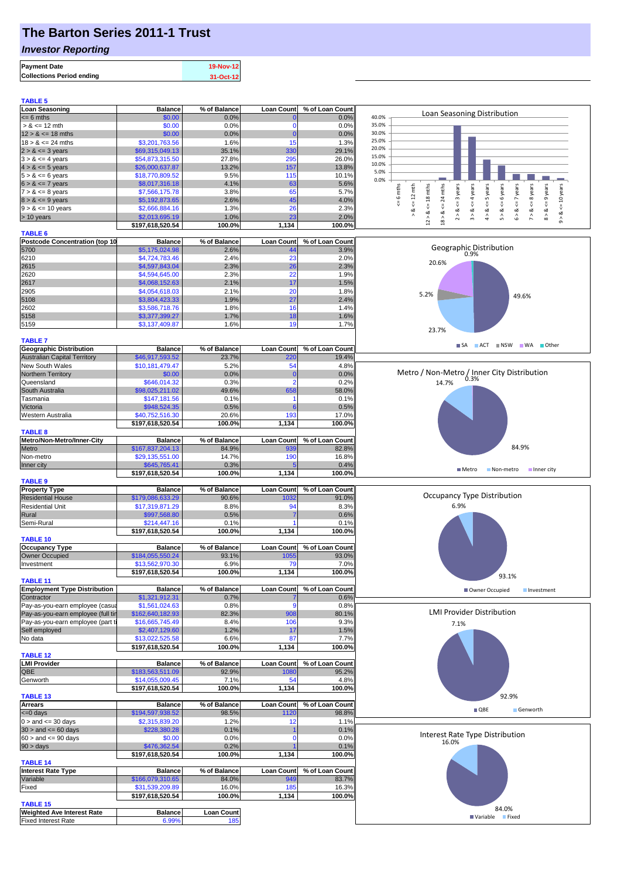# The Barton Series 2011-1 Trust

## *Investor Reporting*

| | |
|---|---|
| **Payment Date** | **19-Nov-12** |
| **Collections Period ending** | **31-Oct-12** |

**TABLE 5**

| Loan Seasoning | Balance | % of Balance | Loan Count | % of Loan Count |
|---|---|---|---|---|
| <= 6 mths | $0.00 | 0.0% | 0 | 0.0% |
| > & <= 12 mth | $0.00 | 0.0% | 0 | 0.0% |
| 12 > & <= 18 mths | $0.00 | 0.0% | 0 | 0.0% |
| 18 > & <= 24 mths | $3,201,763.56 | 1.6% | 15 | 1.3% |
| 2 > & <= 3 years | $69,315,049.13 | 35.1% | 330 | 29.1% |
| 3 > & <= 4 years | $54,873,315.50 | 27.8% | 295 | 26.0% |
| 4 > & <= 5 years | $26,000,637.87 | 13.2% | 157 | 13.8% |
| 5 > & <= 6 years | $18,770,809.52 | 9.5% | 115 | 10.1% |
| 6 > & <= 7 years | $8,017,316.18 | 4.1% | 63 | 5.6% |
| 7 > & <= 8 years | $7,566,175.78 | 3.8% | 65 | 5.7% |
| 8 > & <= 9 years | $5,192,873.65 | 2.6% | 45 | 4.0% |
| 9 > & <= 10 years | $2,666,884.16 | 1.3% | 26 | 2.3% |
| > 10 years | $2,013,695.19 | 1.0% | 23 | 2.0% |
| | **$197,618,520.54** | **100.0%** | **1,134** | **100.0%** |

Loan Seasoning Distribution

40.0%
35.0%
30.0%
25.0%
20.0%
15.0%
10.0%
5.0%
0.0%

<= 6 mths
> & <= 12 mth
12 > & <= 18 mths
18 > & <= 24 mths
2 > & <= 3 years
3 > & <= 4 years
4 > & <= 5 years
5 > & <= 6 years
6 > & <= 7 years
7 > & <= 8 years
8 > & <= 9 years
9 > & <= 10 years
> 10 years

**TABLE 6**

| Postcode Concentration (top 10) | Balance | % of Balance | Loan Count | % of Loan Count |
|---|---|---|---|---|
| 5700 | $5,175,024.98 | 2.6% | 44 | 3.9% |
| 6210 | $4,724,783.46 | 2.4% | 23 | 2.0% |
| 2615 | $4,597,843.04 | 2.3% | 26 | 2.3% |
| 2620 | $4,594,645.00 | 2.3% | 22 | 1.9% |
| 2617 | $4,068,152.63 | 2.1% | 17 | 1.5% |
| 2905 | $4,054,618.03 | 2.1% | 20 | 1.8% |
| 5108 | $3,804,423.33 | 1.9% | 27 | 2.4% |
| 2602 | $3,586,718.76 | 1.8% | 16 | 1.4% |
| 5158 | $3,377,399.27 | 1.7% | 18 | 1.6% |
| 5159 | $3,137,409.87 | 1.6% | 19 | 1.7% |

Geographic Distribution

0.9%
20.6%
5.2%
49.6%
23.7%

SA ACT NSW WA Other

**TABLE 7**

| Geographic Distribution | Balance | % of Balance | Loan Count | % of Loan Count |
|---|---|---|---|---|
| Australian Capital Territory | $46,917,593.52 | 23.7% | 220 | 19.4% |
| New South Wales | $10,181,479.47 | 5.2% | 54 | 4.8% |
| Northern Territory | $0.00 | 0.0% | 0 | 0.0% |
| Queensland | $646,014.32 | 0.3% | 2 | 0.2% |
| South Australia | $98,025,211.02 | 49.6% | 658 | 58.0% |
| Tasmania | $147,181.56 | 0.1% | 1 | 0.1% |
| Victoria | $948,524.35 | 0.5% | 6 | 0.5% |
| Western Australia | $40,752,516.30 | 20.6% | 193 | 17.0% |
| | **$197,618,520.54** | **100.0%** | **1,134** | **100.0%** |

**TABLE 8**

| Metro/Non-Metro/Inner-City | Balance | % of Balance | Loan Count | % of Loan Count |
|---|---|---|---|---|
| Metro | $167,837,204.13 | 84.9% | 939 | 82.8% |
| Non-metro | $29,135,551.00 | 14.7% | 190 | 16.8% |
| Inner city | $645,765.41 | 0.3% | 5 | 0.4% |
| | **$197,618,520.54** | **100.0%** | **1,134** | **100.0%** |

Metro / Non-Metro / Inner City Distribution

0.3%
14.7%
84.9%

Metro Non-metro Inner city

**TABLE 9**

| Property Type | Balance | % of Balance | Loan Count | % of Loan Count |
|---|---|---|---|---|
| Residential House | $179,086,633.29 | 90.6% | 1032 | 91.0% |
| Residential Unit | $17,319,871.29 | 8.8% | 94 | 8.3% |
| Rural | $997,568.80 | 0.5% | 7 | 0.6% |
| Semi-Rural | $214,447.16 | 0.1% | 1 | 0.1% |
| | **$197,618,520.54** | **100.0%** | **1,134** | **100.0%** |

Occupancy Type Distribution

6.9%
93.1%

Owner Occupied Investment

**TABLE 10**

| Occupancy Type | Balance | % of Balance | Loan Count | % of Loan Count |
|---|---|---|---|---|
| Owner Occupied | $184,055,550.24 | 93.1% | 1055 | 93.0% |
| Investment | $13,562,970.30 | 6.9% | 79 | 7.0% |
| | **$197,618,520.54** | **100.0%** | **1,134** | **100.0%** |

**TABLE 11**

| Employment Type Distribution | Balance | % of Balance | Loan Count | % of Loan Count |
|---|---|---|---|---|
| Contractor | $1,321,912.31 | 0.7% | 7 | 0.6% |
| Pay-as-you-earn employee (casual) | $1,561,024.63 | 0.8% | 9 | 0.8% |
| Pay-as-you-earn employee (full time) | $162,640,182.93 | 82.3% | 908 | 80.1% |
| Pay-as-you-earn employee (part time) | $16,665,745.49 | 8.4% | 106 | 9.3% |
| Self employed | $2,407,129.60 | 1.2% | 17 | 1.5% |
| No data | $13,022,525.58 | 6.6% | 87 | 7.7% |
| | **$197,618,520.54** | **100.0%** | **1,134** | **100.0%** |

LMI Provider Distribution

7.1%
92.9%

QBE Genworth

**TABLE 12**

| LMI Provider | Balance | % of Balance | Loan Count | % of Loan Count |
|---|---|---|---|---|
| QBE | $183,563,511.09 | 92.9% | 1080 | 95.2% |
| Genworth | $14,055,009.45 | 7.1% | 54 | 4.8% |
| | **$197,618,520.54** | **100.0%** | **1,134** | **100.0%** |

**TABLE 13**

| Arrears | Balance | % of Balance | Loan Count | % of Loan Count |
|---|---|---|---|---|
| <=0 days | $194,597,938.52 | 98.5% | 1120 | 98.8% |
| 0 > and <= 30 days | $2,315,839.20 | 1.2% | 12 | 1.1% |
| 30 > and <= 60 days | $228,380.28 | 0.1% | 1 | 0.1% |
| 60 > and <= 90 days | $0.00 | 0.0% | 0 | 0.0% |
| 90 > days | $476,362.54 | 0.2% | 1 | 0.1% |
| | **$197,618,520.54** | **100.0%** | **1,134** | **100.0%** |

Interest Rate Type Distribution

16.0%
84.0%

Variable Fixed

**TABLE 14**

| Interest Rate Type | Balance | % of Balance | Loan Count | % of Loan Count |
|---|---|---|---|---|
| Variable | $166,079,310.65 | 84.0% | 949 | 83.7% |
| Fixed | $31,539,209.89 | 16.0% | 185 | 16.3% |
| | **$197,618,520.54** | **100.0%** | **1,134** | **100.0%** |

**TABLE 15**

| Weighted Ave Interest Rate | Balance | Loan Count |
|---|---|---|
| Fixed Interest Rate | 6.99% | 185 |